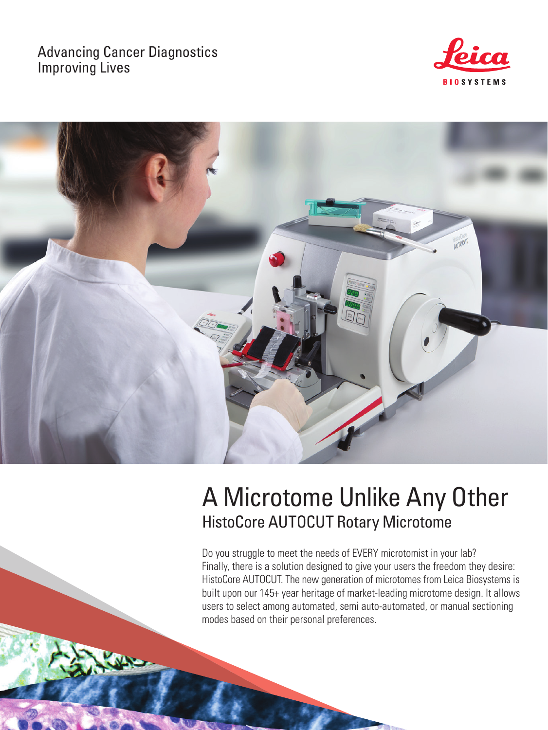Advancing Cancer Diagnostics
Improving Lives

# A Microtome Unlike Any Other

## HistoCore AUTOCUT Rotary Microtome

Do you struggle to meet the needs of EVERY microtomist in your lab? Finally, there is a solution designed to give your users the freedom they desire: HistoCore AUTOCUT. The new generation of microtomes from Leica Biosystems is built upon our 145+ year heritage of market-leading microtome design. It allows users to select among automated, semi auto-automated, or manual sectioning modes based on their personal preferences.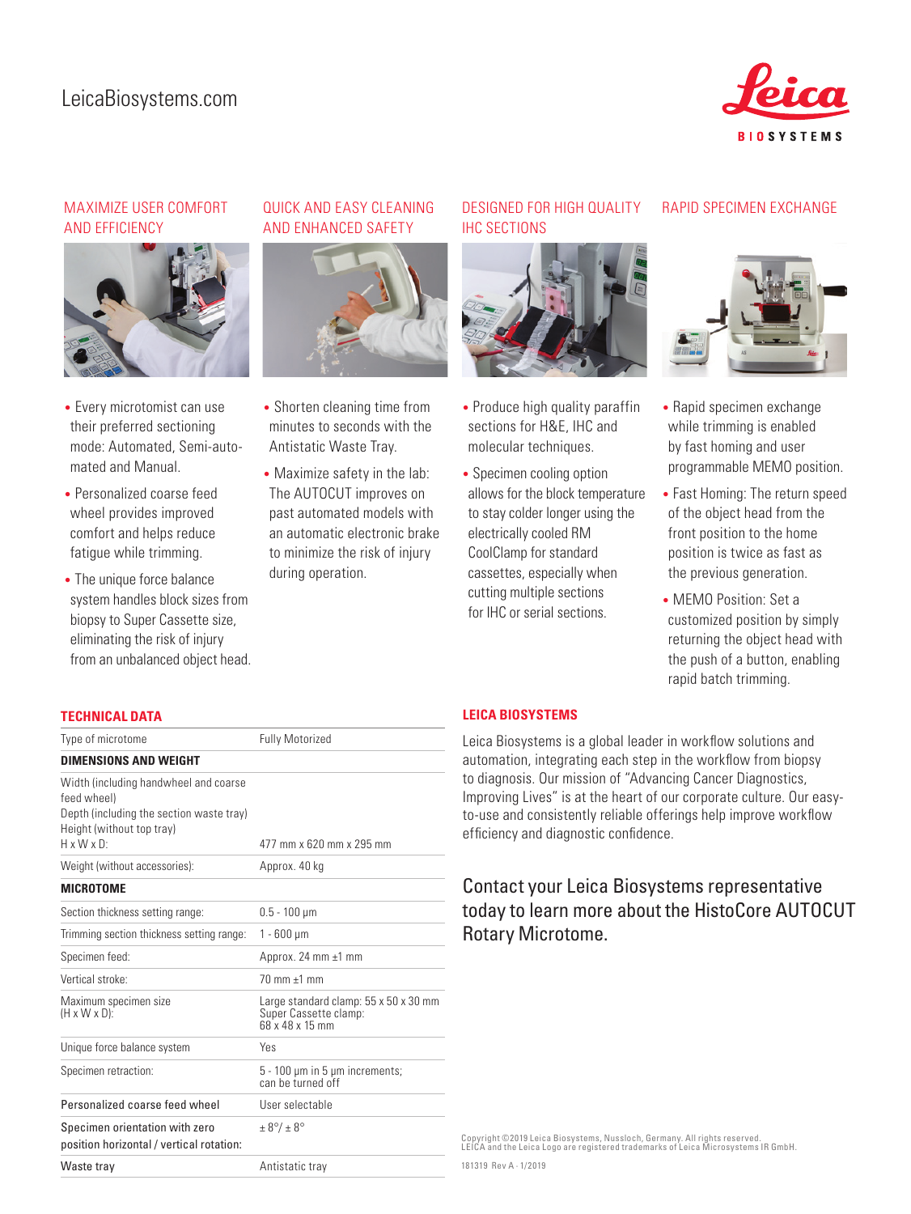LeicaBiosystems.com

## MAXIMIZE USER COMFORT AND EFFICIENCY

- Every microtomist can use their preferred sectioning mode: Automated, Semi-automated and Manual.
- Personalized coarse feed wheel provides improved comfort and helps reduce fatigue while trimming.
- The unique force balance system handles block sizes from biopsy to Super Cassette size, eliminating the risk of injury from an unbalanced object head.

## QUICK AND EASY CLEANING AND ENHANCED SAFETY

- Shorten cleaning time from minutes to seconds with the Antistatic Waste Tray.
- Maximize safety in the lab: The AUTOCUT improves on past automated models with an automatic electronic brake to minimize the risk of injury during operation.

## DESIGNED FOR HIGH QUALITY IHC SECTIONS

- Produce high quality paraffin sections for H&E, IHC and molecular techniques.
- Specimen cooling option allows for the block temperature to stay colder longer using the electrically cooled RM CoolClamp for standard cassettes, especially when cutting multiple sections for IHC or serial sections.

## RAPID SPECIMEN EXCHANGE

- Rapid specimen exchange while trimming is enabled by fast homing and user programmable MEMO position.
- Fast Homing: The return speed of the object head from the front position to the home position is twice as fast as the previous generation.
- MEMO Position: Set a customized position by simply returning the object head with the push of a button, enabling rapid batch trimming.

## TECHNICAL DATA

| | |
|---|---|
| Type of microtome | Fully Motorized |
| **DIMENSIONS AND WEIGHT** | |
| Width (including handwheel and coarse feed wheel)<br>Depth (including the section waste tray)<br>Height (without top tray)<br>H x W x D: | 477 mm x 620 mm x 295 mm |
| Weight (without accessories): | Approx. 40 kg |
| **MICROTOME** | |
| Section thickness setting range: | 0.5 - 100 µm |
| Trimming section thickness setting range: | 1 - 600 µm |
| Specimen feed: | Approx. 24 mm ±1 mm |
| Vertical stroke: | 70 mm ±1 mm |
| Maximum specimen size (H x W x D): | Large standard clamp: 55 x 50 x 30 mm<br>Super Cassette clamp: 68 x 48 x 15 mm |
| Unique force balance system | Yes |
| Specimen retraction: | 5 - 100 µm in 5 µm increments; can be turned off |
| Personalized coarse feed wheel | User selectable |
| Specimen orientation with zero position horizontal / vertical rotation: | ± 8°/ ± 8° |
| Waste tray | Antistatic tray |

## LEICA BIOSYSTEMS

Leica Biosystems is a global leader in workflow solutions and automation, integrating each step in the workflow from biopsy to diagnosis. Our mission of "Advancing Cancer Diagnostics, Improving Lives" is at the heart of our corporate culture. Our easy-to-use and consistently reliable offerings help improve workflow efficiency and diagnostic confidence.

Contact your Leica Biosystems representative today to learn more about the HistoCore AUTOCUT Rotary Microtome.

Copyright ©2019 Leica Biosystems, Nussloch, Germany. All rights reserved.
LEICA and the Leica Logo are registered trademarks of Leica Microsystems IR GmbH.

181319 Rev A · 1/2019